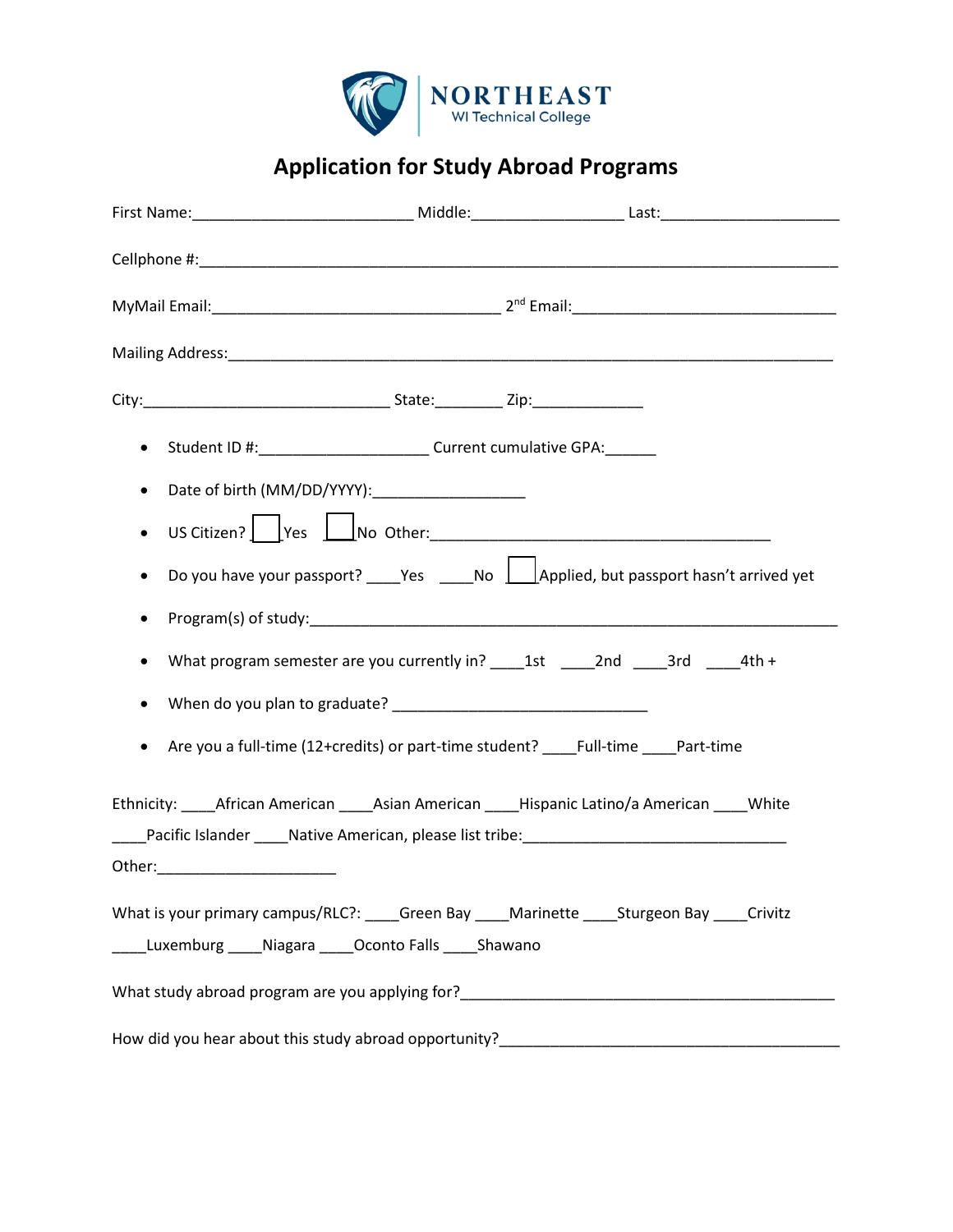NORTHEAST
WI Technical College

# Application for Study Abroad Programs

First Name:_________________________ Middle:_________________ Last:____________________

Cellphone #:________________________________________________________________________

MyMail Email:________________________________ 2nd Email:______________________________

Mailing Address:_____________________________________________________________________

City:____________________________ State:________ Zip:____________

- Student ID #:___________________ Current cumulative GPA:______
- Date of birth (MM/DD/YYYY):_________________
- US Citizen? ☐ Yes ☐ No Other:_______________________________________
- Do you have your passport? ____Yes ____No ☐ Applied, but passport hasn't arrived yet
- Program(s) of study:___________________________________________________________
- What program semester are you currently in? ____1st ____2nd ____3rd ____4th +
- When do you plan to graduate? _____________________________
- Are you a full-time (12+credits) or part-time student? ____Full-time ____Part-time

Ethnicity: ____African American ____Asian American ____Hispanic Latino/a American ____White ____Pacific Islander ____Native American, please list tribe:_____________________________

Other:____________________

What is your primary campus/RLC?: ____Green Bay ____Marinette ____Sturgeon Bay ____Crivitz ____Luxemburg ____Niagara ____Oconto Falls ____Shawano

What study abroad program are you applying for?__________________________________________

How did you hear about this study abroad opportunity?______________________________________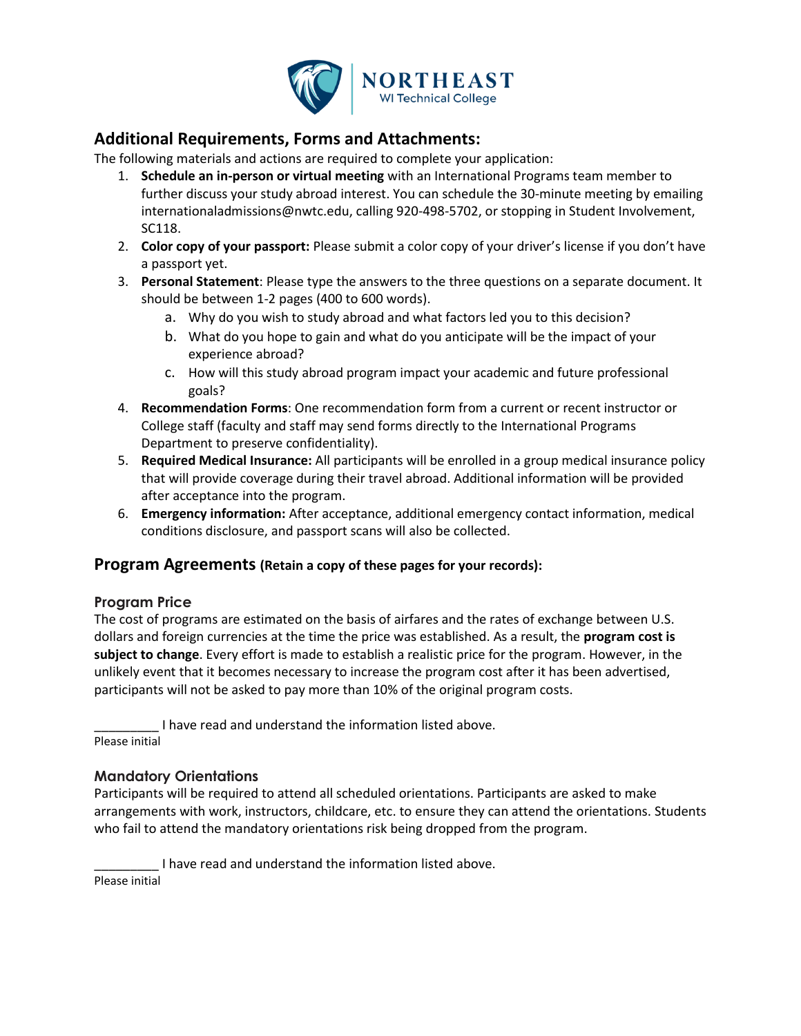## Additional Requirements, Forms and Attachments:

The following materials and actions are required to complete your application:

1. **Schedule an in-person or virtual meeting** with an International Programs team member to further discuss your study abroad interest. You can schedule the 30-minute meeting by emailing internationaladmissions@nwtc.edu, calling 920-498-5702, or stopping in Student Involvement, SC118.
2. **Color copy of your passport:** Please submit a color copy of your driver's license if you don't have a passport yet.
3. **Personal Statement**: Please type the answers to the three questions on a separate document. It should be between 1-2 pages (400 to 600 words).
    a. Why do you wish to study abroad and what factors led you to this decision?
    b. What do you hope to gain and what do you anticipate will be the impact of your experience abroad?
    c. How will this study abroad program impact your academic and future professional goals?
4. **Recommendation Forms**: One recommendation form from a current or recent instructor or College staff (faculty and staff may send forms directly to the International Programs Department to preserve confidentiality).
5. **Required Medical Insurance:** All participants will be enrolled in a group medical insurance policy that will provide coverage during their travel abroad. Additional information will be provided after acceptance into the program.
6. **Emergency information:** After acceptance, additional emergency contact information, medical conditions disclosure, and passport scans will also be collected.

## Program Agreements (Retain a copy of these pages for your records):

### Program Price

The cost of programs are estimated on the basis of airfares and the rates of exchange between U.S. dollars and foreign currencies at the time the price was established. As a result, the **program cost is subject to change**. Every effort is made to establish a realistic price for the program. However, in the unlikely event that it becomes necessary to increase the program cost after it has been advertised, participants will not be asked to pay more than 10% of the original program costs.

_________ I have read and understand the information listed above.
Please initial

### Mandatory Orientations

Participants will be required to attend all scheduled orientations. Participants are asked to make arrangements with work, instructors, childcare, etc. to ensure they can attend the orientations. Students who fail to attend the mandatory orientations risk being dropped from the program.

_________ I have read and understand the information listed above.
Please initial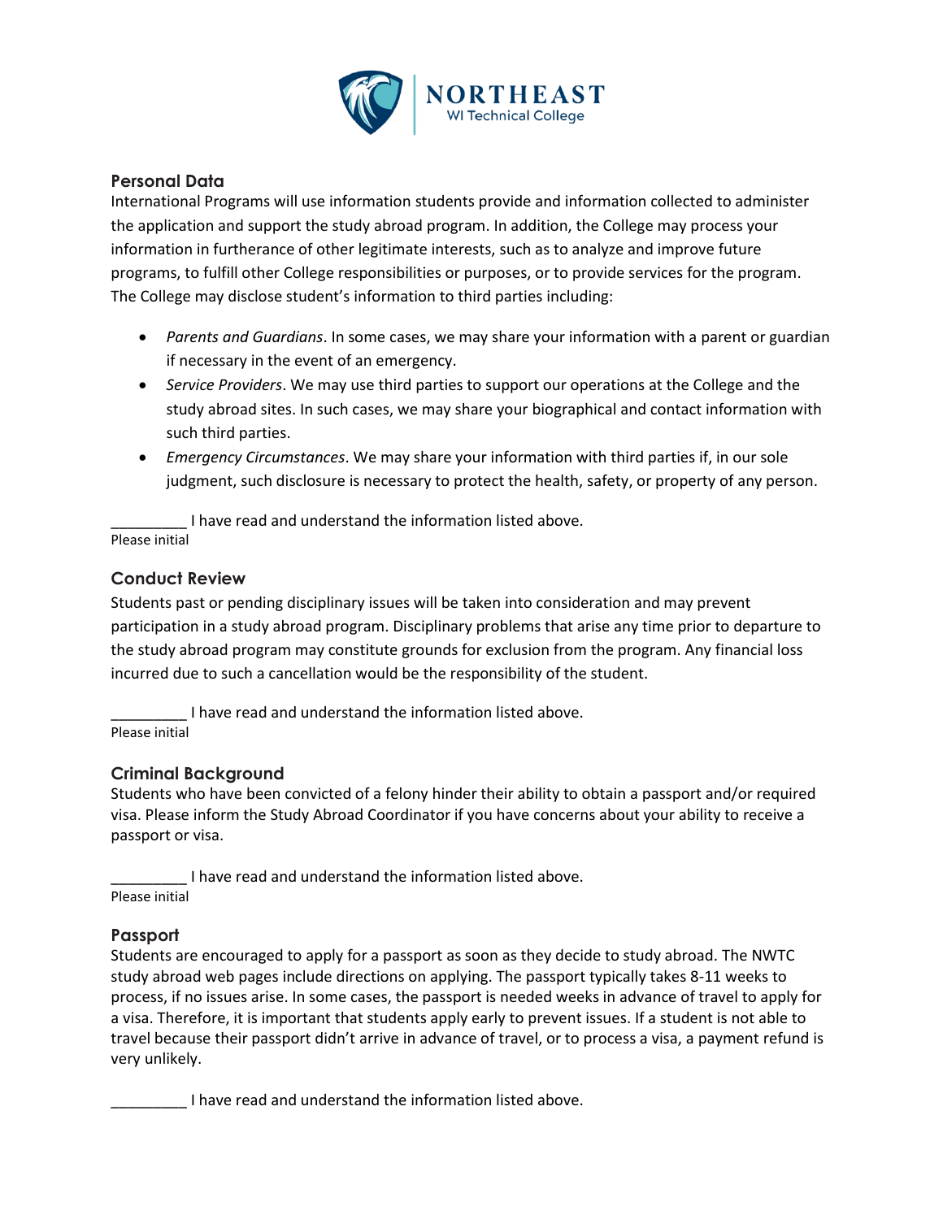## Personal Data

International Programs will use information students provide and information collected to administer the application and support the study abroad program. In addition, the College may process your information in furtherance of other legitimate interests, such as to analyze and improve future programs, to fulfill other College responsibilities or purposes, or to provide services for the program. The College may disclose student's information to third parties including:

- *Parents and Guardians*. In some cases, we may share your information with a parent or guardian if necessary in the event of an emergency.
- *Service Providers*. We may use third parties to support our operations at the College and the study abroad sites. In such cases, we may share your biographical and contact information with such third parties.
- *Emergency Circumstances*. We may share your information with third parties if, in our sole judgment, such disclosure is necessary to protect the health, safety, or property of any person.

_________ I have read and understand the information listed above.
Please initial

## Conduct Review

Students past or pending disciplinary issues will be taken into consideration and may prevent participation in a study abroad program. Disciplinary problems that arise any time prior to departure to the study abroad program may constitute grounds for exclusion from the program. Any financial loss incurred due to such a cancellation would be the responsibility of the student.

_________ I have read and understand the information listed above.
Please initial

## Criminal Background

Students who have been convicted of a felony hinder their ability to obtain a passport and/or required visa. Please inform the Study Abroad Coordinator if you have concerns about your ability to receive a passport or visa.

_________ I have read and understand the information listed above.
Please initial

## Passport

Students are encouraged to apply for a passport as soon as they decide to study abroad. The NWTC study abroad web pages include directions on applying. The passport typically takes 8-11 weeks to process, if no issues arise. In some cases, the passport is needed weeks in advance of travel to apply for a visa. Therefore, it is important that students apply early to prevent issues. If a student is not able to travel because their passport didn't arrive in advance of travel, or to process a visa, a payment refund is very unlikely.

_________ I have read and understand the information listed above.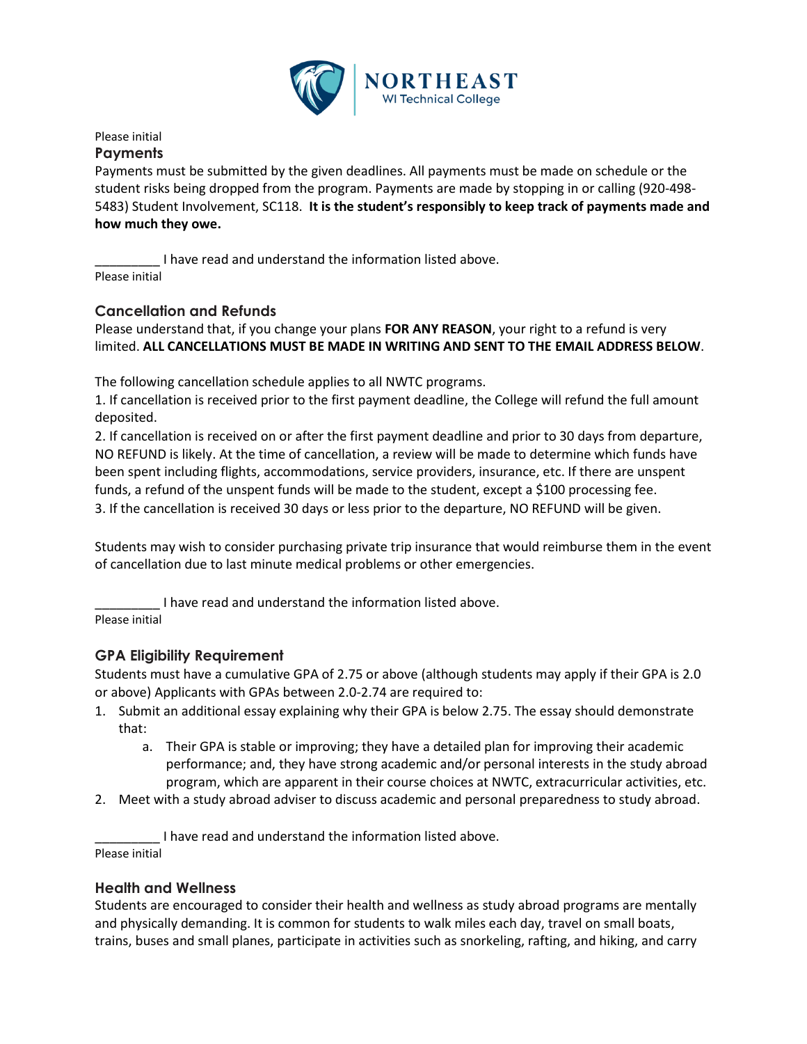Please initial

## Payments

Payments must be submitted by the given deadlines. All payments must be made on schedule or the student risks being dropped from the program. Payments are made by stopping in or calling (920-498-5483) Student Involvement, SC118. **It is the student's responsibly to keep track of payments made and how much they owe.**

_________ I have read and understand the information listed above.

Please initial

## Cancellation and Refunds

Please understand that, if you change your plans **FOR ANY REASON**, your right to a refund is very limited. **ALL CANCELLATIONS MUST BE MADE IN WRITING AND SENT TO THE EMAIL ADDRESS BELOW**.

The following cancellation schedule applies to all NWTC programs.

1. If cancellation is received prior to the first payment deadline, the College will refund the full amount deposited.
2. If cancellation is received on or after the first payment deadline and prior to 30 days from departure, NO REFUND is likely. At the time of cancellation, a review will be made to determine which funds have been spent including flights, accommodations, service providers, insurance, etc. If there are unspent funds, a refund of the unspent funds will be made to the student, except a $100 processing fee.
3. If the cancellation is received 30 days or less prior to the departure, NO REFUND will be given.

Students may wish to consider purchasing private trip insurance that would reimburse them in the event of cancellation due to last minute medical problems or other emergencies.

_________ I have read and understand the information listed above.

Please initial

## GPA Eligibility Requirement

Students must have a cumulative GPA of 2.75 or above (although students may apply if their GPA is 2.0 or above) Applicants with GPAs between 2.0-2.74 are required to:

1. Submit an additional essay explaining why their GPA is below 2.75. The essay should demonstrate that:
   a. Their GPA is stable or improving; they have a detailed plan for improving their academic performance; and, they have strong academic and/or personal interests in the study abroad program, which are apparent in their course choices at NWTC, extracurricular activities, etc.
2. Meet with a study abroad adviser to discuss academic and personal preparedness to study abroad.

_________ I have read and understand the information listed above.

Please initial

## Health and Wellness

Students are encouraged to consider their health and wellness as study abroad programs are mentally and physically demanding. It is common for students to walk miles each day, travel on small boats, trains, buses and small planes, participate in activities such as snorkeling, rafting, and hiking, and carry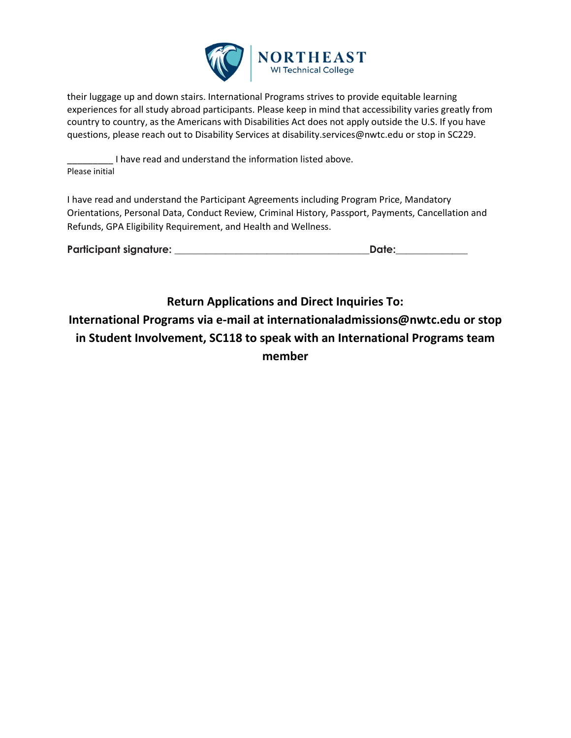their luggage up and down stairs. International Programs strives to provide equitable learning experiences for all study abroad participants. Please keep in mind that accessibility varies greatly from country to country, as the Americans with Disabilities Act does not apply outside the U.S. If you have questions, please reach out to Disability Services at disability.services@nwtc.edu or stop in SC229.

_________ I have read and understand the information listed above.
Please initial

I have read and understand the Participant Agreements including Program Price, Mandatory Orientations, Personal Data, Conduct Review, Criminal History, Passport, Payments, Cancellation and Refunds, GPA Eligibility Requirement, and Health and Wellness.

**Participant signature: ____________________________________Date:_____________**

## Return Applications and Direct Inquiries To:
## International Programs via e-mail at internationaladmissions@nwtc.edu or stop in Student Involvement, SC118 to speak with an International Programs team member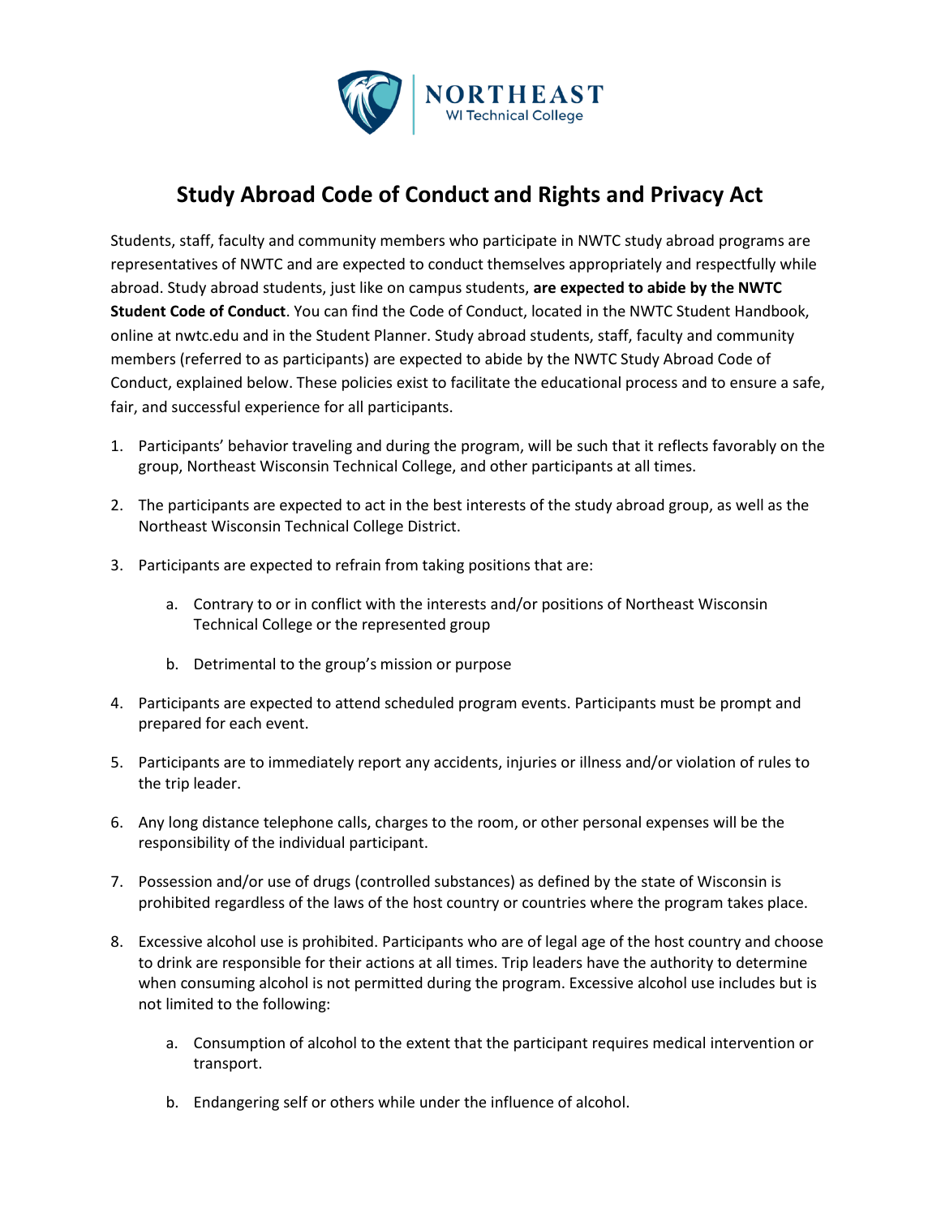# Study Abroad Code of Conduct and Rights and Privacy Act

Students, staff, faculty and community members who participate in NWTC study abroad programs are representatives of NWTC and are expected to conduct themselves appropriately and respectfully while abroad. Study abroad students, just like on campus students, **are expected to abide by the NWTC Student Code of Conduct**. You can find the Code of Conduct, located in the NWTC Student Handbook, online at nwtc.edu and in the Student Planner. Study abroad students, staff, faculty and community members (referred to as participants) are expected to abide by the NWTC Study Abroad Code of Conduct, explained below. These policies exist to facilitate the educational process and to ensure a safe, fair, and successful experience for all participants.

1. Participants' behavior traveling and during the program, will be such that it reflects favorably on the group, Northeast Wisconsin Technical College, and other participants at all times.

2. The participants are expected to act in the best interests of the study abroad group, as well as the Northeast Wisconsin Technical College District.

3. Participants are expected to refrain from taking positions that are:

    a. Contrary to or in conflict with the interests and/or positions of Northeast Wisconsin Technical College or the represented group

    b. Detrimental to the group's mission or purpose

4. Participants are expected to attend scheduled program events. Participants must be prompt and prepared for each event.

5. Participants are to immediately report any accidents, injuries or illness and/or violation of rules to the trip leader.

6. Any long distance telephone calls, charges to the room, or other personal expenses will be the responsibility of the individual participant.

7. Possession and/or use of drugs (controlled substances) as defined by the state of Wisconsin is prohibited regardless of the laws of the host country or countries where the program takes place.

8. Excessive alcohol use is prohibited. Participants who are of legal age of the host country and choose to drink are responsible for their actions at all times. Trip leaders have the authority to determine when consuming alcohol is not permitted during the program. Excessive alcohol use includes but is not limited to the following:

    a. Consumption of alcohol to the extent that the participant requires medical intervention or transport.

    b. Endangering self or others while under the influence of alcohol.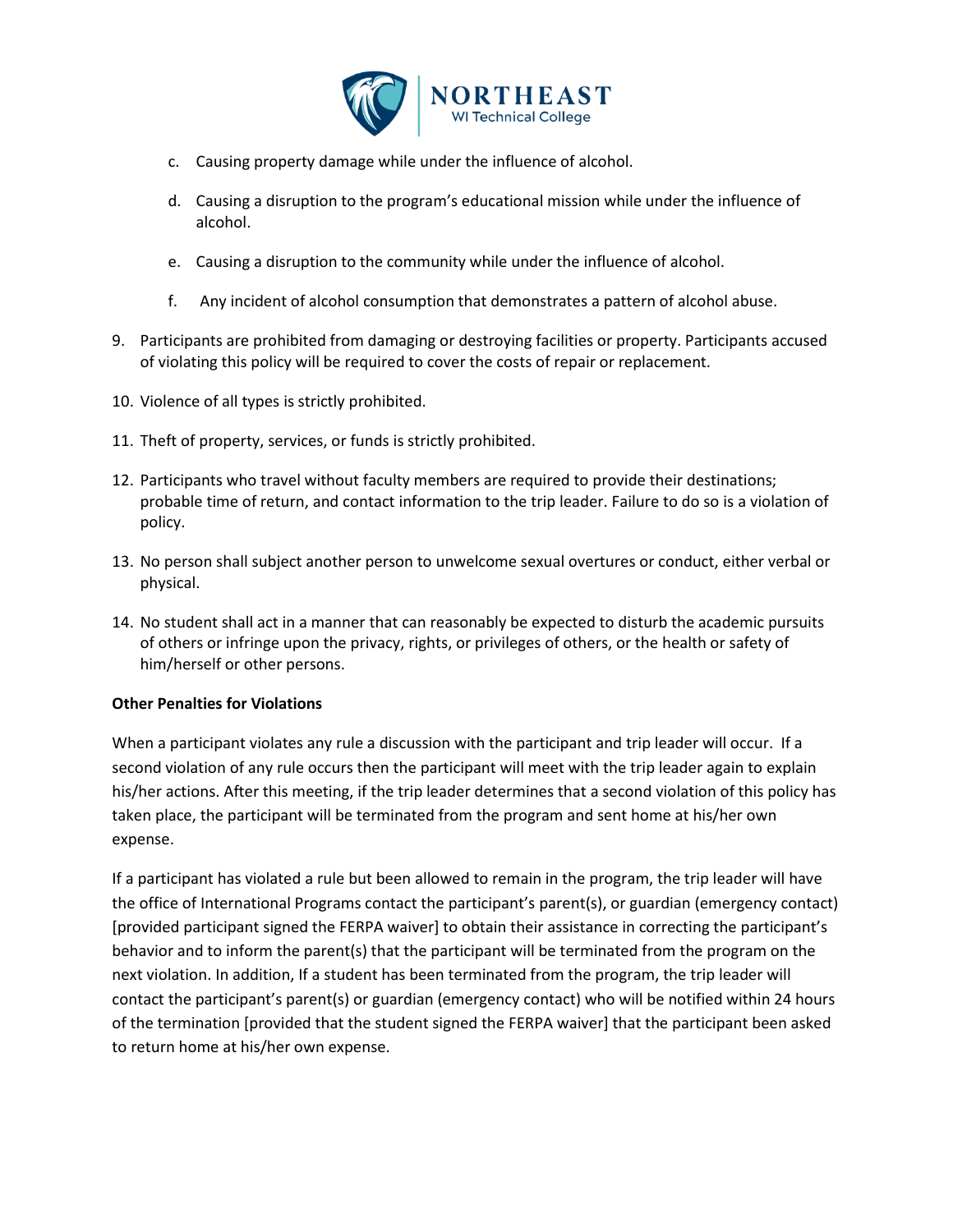c. Causing property damage while under the influence of alcohol.

d. Causing a disruption to the program's educational mission while under the influence of alcohol.

e. Causing a disruption to the community while under the influence of alcohol.

f. Any incident of alcohol consumption that demonstrates a pattern of alcohol abuse.

9. Participants are prohibited from damaging or destroying facilities or property. Participants accused of violating this policy will be required to cover the costs of repair or replacement.
10. Violence of all types is strictly prohibited.
11. Theft of property, services, or funds is strictly prohibited.
12. Participants who travel without faculty members are required to provide their destinations; probable time of return, and contact information to the trip leader. Failure to do so is a violation of policy.
13. No person shall subject another person to unwelcome sexual overtures or conduct, either verbal or physical.
14. No student shall act in a manner that can reasonably be expected to disturb the academic pursuits of others or infringe upon the privacy, rights, or privileges of others, or the health or safety of him/herself or other persons.

**Other Penalties for Violations**

When a participant violates any rule a discussion with the participant and trip leader will occur. If a second violation of any rule occurs then the participant will meet with the trip leader again to explain his/her actions. After this meeting, if the trip leader determines that a second violation of this policy has taken place, the participant will be terminated from the program and sent home at his/her own expense.

If a participant has violated a rule but been allowed to remain in the program, the trip leader will have the office of International Programs contact the participant's parent(s), or guardian (emergency contact) [provided participant signed the FERPA waiver] to obtain their assistance in correcting the participant's behavior and to inform the parent(s) that the participant will be terminated from the program on the next violation. In addition, If a student has been terminated from the program, the trip leader will contact the participant's parent(s) or guardian (emergency contact) who will be notified within 24 hours of the termination [provided that the student signed the FERPA waiver] that the participant been asked to return home at his/her own expense.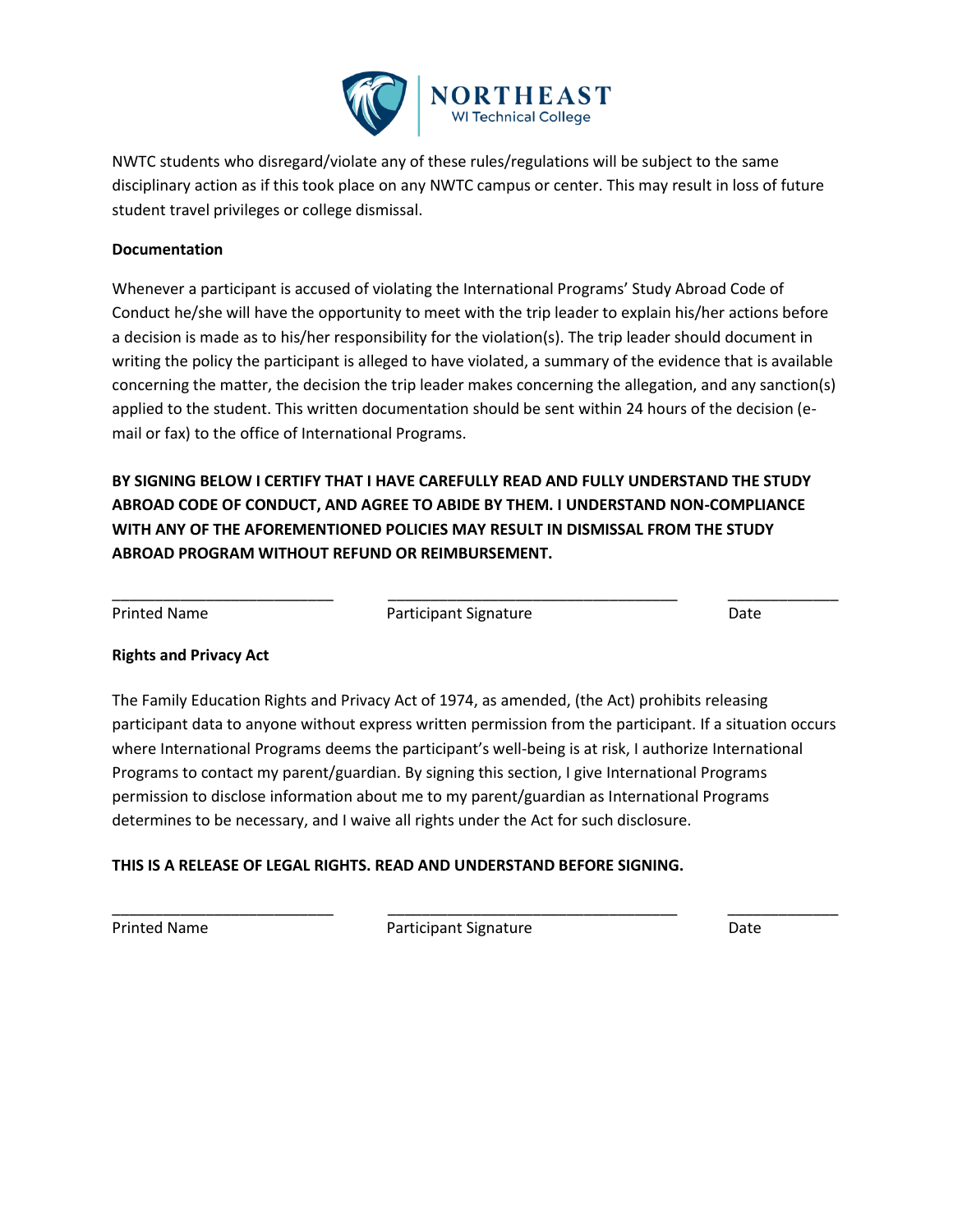NWTC students who disregard/violate any of these rules/regulations will be subject to the same disciplinary action as if this took place on any NWTC campus or center. This may result in loss of future student travel privileges or college dismissal.

**Documentation**

Whenever a participant is accused of violating the International Programs' Study Abroad Code of Conduct he/she will have the opportunity to meet with the trip leader to explain his/her actions before a decision is made as to his/her responsibility for the violation(s). The trip leader should document in writing the policy the participant is alleged to have violated, a summary of the evidence that is available concerning the matter, the decision the trip leader makes concerning the allegation, and any sanction(s) applied to the student. This written documentation should be sent within 24 hours of the decision (e-mail or fax) to the office of International Programs.

**BY SIGNING BELOW I CERTIFY THAT I HAVE CAREFULLY READ AND FULLY UNDERSTAND THE STUDY ABROAD CODE OF CONDUCT, AND AGREE TO ABIDE BY THEM. I UNDERSTAND NON-COMPLIANCE WITH ANY OF THE AFOREMENTIONED POLICIES MAY RESULT IN DISMISSAL FROM THE STUDY ABROAD PROGRAM WITHOUT REFUND OR REIMBURSEMENT.**

| \_\_\_\_\_\_\_\_\_\_\_\_\_\_\_\_\_\_\_\_\_\_\_\_\_\_ | \_\_\_\_\_\_\_\_\_\_\_\_\_\_\_\_\_\_\_\_\_\_\_\_\_\_\_\_\_\_\_\_\_\_\_ | \_\_\_\_\_\_\_\_\_\_\_\_\_ |
|---|---|---|
| Printed Name | Participant Signature | Date |

**Rights and Privacy Act**

The Family Education Rights and Privacy Act of 1974, as amended, (the Act) prohibits releasing participant data to anyone without express written permission from the participant. If a situation occurs where International Programs deems the participant's well-being is at risk, I authorize International Programs to contact my parent/guardian. By signing this section, I give International Programs permission to disclose information about me to my parent/guardian as International Programs determines to be necessary, and I waive all rights under the Act for such disclosure.

**THIS IS A RELEASE OF LEGAL RIGHTS. READ AND UNDERSTAND BEFORE SIGNING.**

| \_\_\_\_\_\_\_\_\_\_\_\_\_\_\_\_\_\_\_\_\_\_\_\_\_\_ | \_\_\_\_\_\_\_\_\_\_\_\_\_\_\_\_\_\_\_\_\_\_\_\_\_\_\_\_\_\_\_\_\_\_\_ | \_\_\_\_\_\_\_\_\_\_\_\_\_ |
|---|---|---|
| Printed Name | Participant Signature | Date |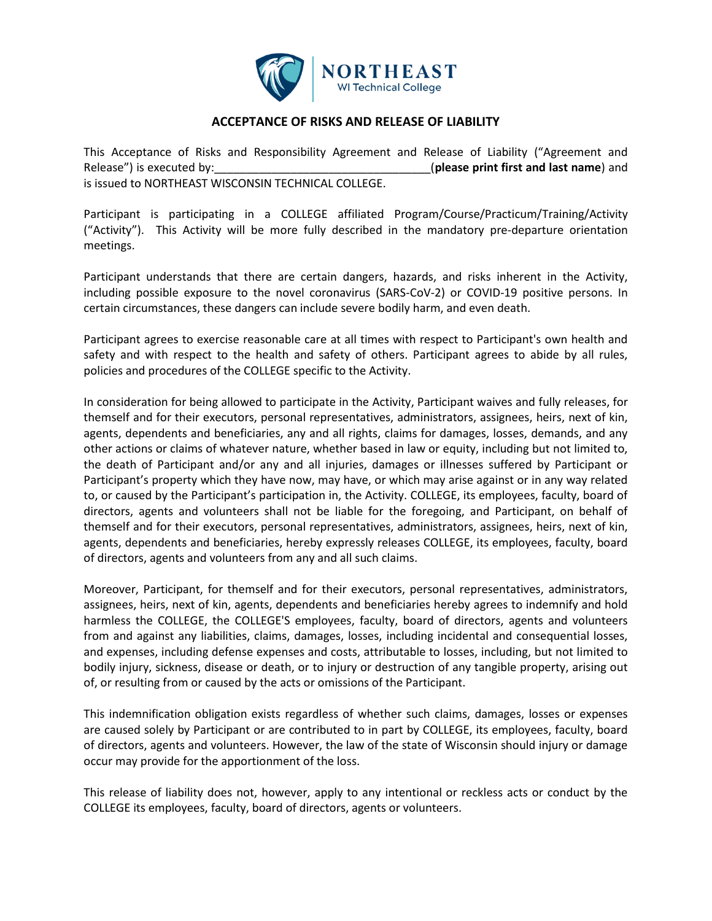## ACCEPTANCE OF RISKS AND RELEASE OF LIABILITY

This Acceptance of Risks and Responsibility Agreement and Release of Liability ("Agreement and Release") is executed by:__________________________________(**please print first and last name**) and is issued to NORTHEAST WISCONSIN TECHNICAL COLLEGE.

Participant is participating in a COLLEGE affiliated Program/Course/Practicum/Training/Activity ("Activity"). This Activity will be more fully described in the mandatory pre-departure orientation meetings.

Participant understands that there are certain dangers, hazards, and risks inherent in the Activity, including possible exposure to the novel coronavirus (SARS-CoV-2) or COVID-19 positive persons. In certain circumstances, these dangers can include severe bodily harm, and even death.

Participant agrees to exercise reasonable care at all times with respect to Participant's own health and safety and with respect to the health and safety of others. Participant agrees to abide by all rules, policies and procedures of the COLLEGE specific to the Activity.

In consideration for being allowed to participate in the Activity, Participant waives and fully releases, for themself and for their executors, personal representatives, administrators, assignees, heirs, next of kin, agents, dependents and beneficiaries, any and all rights, claims for damages, losses, demands, and any other actions or claims of whatever nature, whether based in law or equity, including but not limited to, the death of Participant and/or any and all injuries, damages or illnesses suffered by Participant or Participant's property which they have now, may have, or which may arise against or in any way related to, or caused by the Participant's participation in, the Activity. COLLEGE, its employees, faculty, board of directors, agents and volunteers shall not be liable for the foregoing, and Participant, on behalf of themself and for their executors, personal representatives, administrators, assignees, heirs, next of kin, agents, dependents and beneficiaries, hereby expressly releases COLLEGE, its employees, faculty, board of directors, agents and volunteers from any and all such claims.

Moreover, Participant, for themself and for their executors, personal representatives, administrators, assignees, heirs, next of kin, agents, dependents and beneficiaries hereby agrees to indemnify and hold harmless the COLLEGE, the COLLEGE'S employees, faculty, board of directors, agents and volunteers from and against any liabilities, claims, damages, losses, including incidental and consequential losses, and expenses, including defense expenses and costs, attributable to losses, including, but not limited to bodily injury, sickness, disease or death, or to injury or destruction of any tangible property, arising out of, or resulting from or caused by the acts or omissions of the Participant.

This indemnification obligation exists regardless of whether such claims, damages, losses or expenses are caused solely by Participant or are contributed to in part by COLLEGE, its employees, faculty, board of directors, agents and volunteers. However, the law of the state of Wisconsin should injury or damage occur may provide for the apportionment of the loss.

This release of liability does not, however, apply to any intentional or reckless acts or conduct by the COLLEGE its employees, faculty, board of directors, agents or volunteers.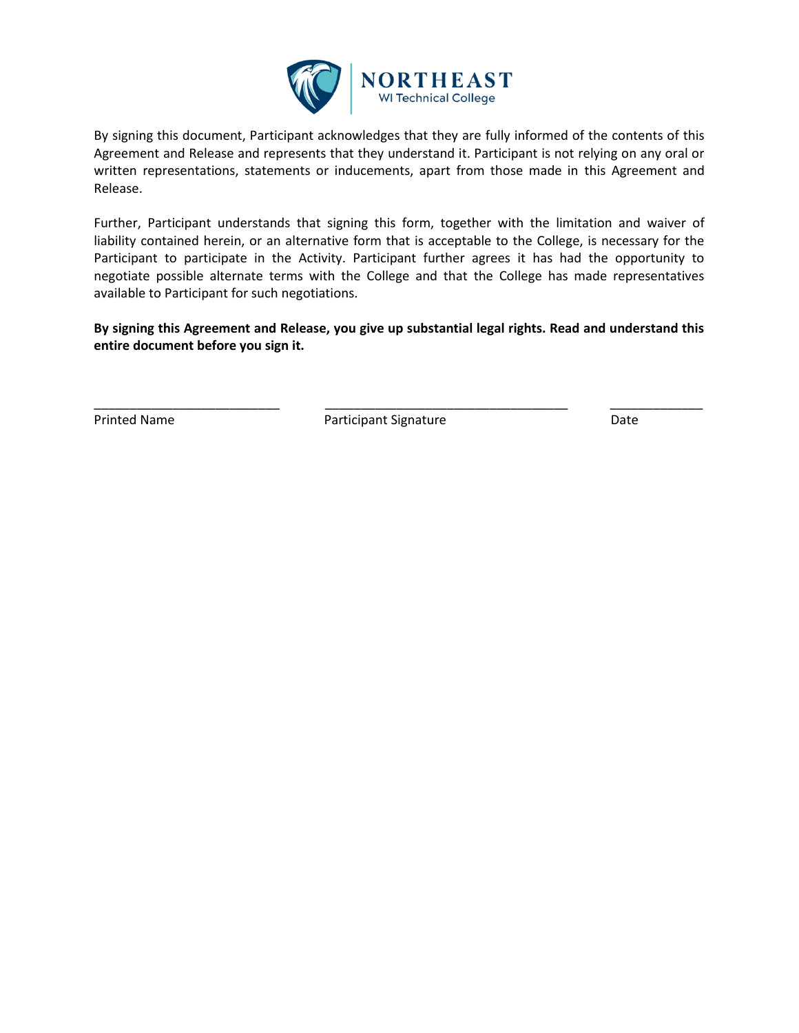By signing this document, Participant acknowledges that they are fully informed of the contents of this Agreement and Release and represents that they understand it. Participant is not relying on any oral or written representations, statements or inducements, apart from those made in this Agreement and Release.

Further, Participant understands that signing this form, together with the limitation and waiver of liability contained herein, or an alternative form that is acceptable to the College, is necessary for the Participant to participate in the Activity. Participant further agrees it has had the opportunity to negotiate possible alternate terms with the College and that the College has made representatives available to Participant for such negotiations.

**By signing this Agreement and Release, you give up substantial legal rights. Read and understand this entire document before you sign it.**

| ___________________________ | ____________________________________ | ______________ |
|---|---|---|
| Printed Name | Participant Signature | Date |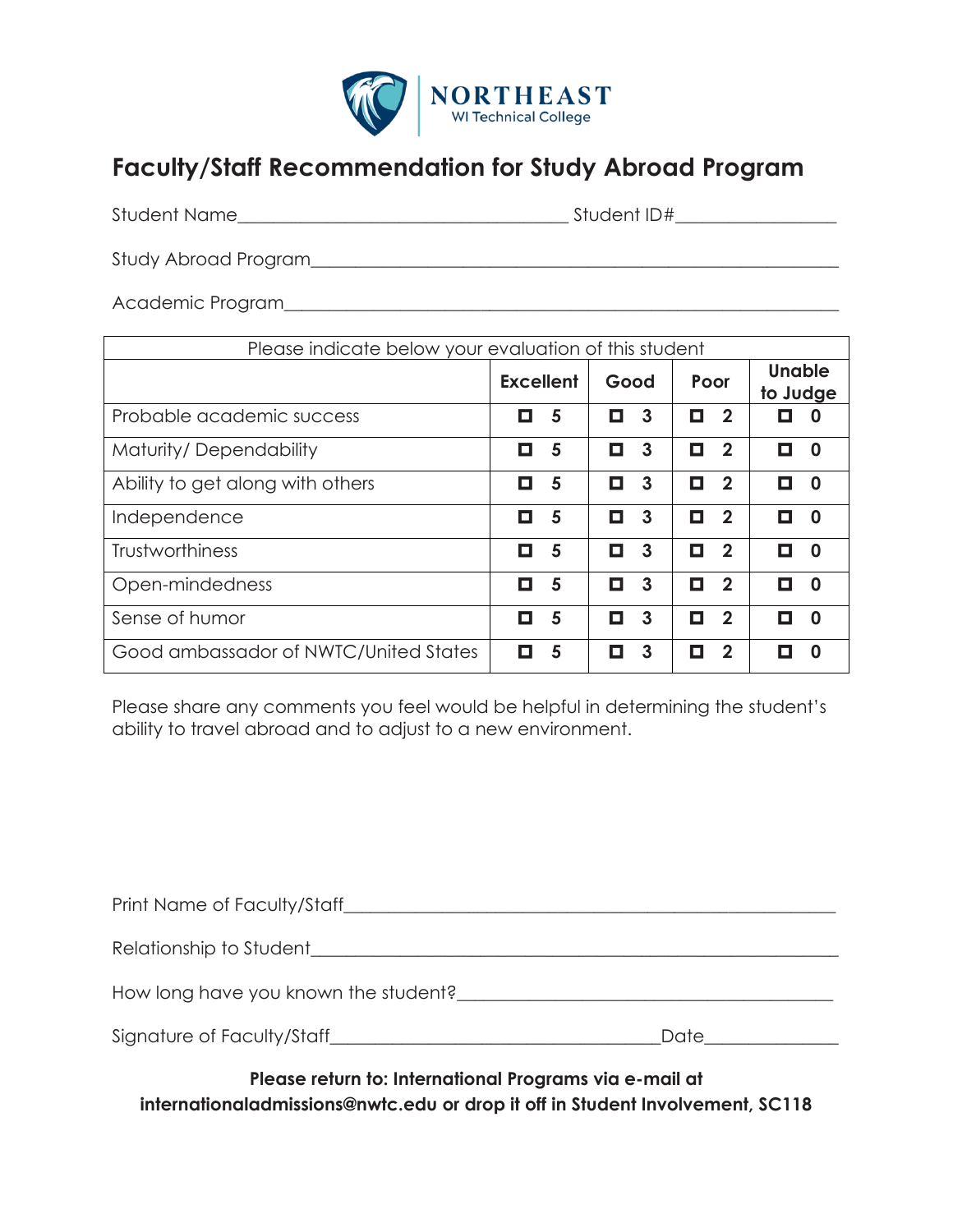NORTHEAST
WI Technical College

# Faculty/Staff Recommendation for Study Abroad Program

Student Name_________________________________ Student ID#________________

Study Abroad Program________________________________________________________

Academic Program____________________________________________________________

| Please indicate below your evaluation of this student | | | | |
|---|---|---|---|---|
| | **Excellent** | **Good** | **Poor** | **Unable to Judge** |
| Probable academic success | ☐ **5** | ☐ **3** | ☐ **2** | ☐ **0** |
| Maturity/ Dependability | ☐ **5** | ☐ **3** | ☐ **2** | ☐ **0** |
| Ability to get along with others | ☐ **5** | ☐ **3** | ☐ **2** | ☐ **0** |
| Independence | ☐ **5** | ☐ **3** | ☐ **2** | ☐ **0** |
| Trustworthiness | ☐ **5** | ☐ **3** | ☐ **2** | ☐ **0** |
| Open-mindedness | ☐ **5** | ☐ **3** | ☐ **2** | ☐ **0** |
| Sense of humor | ☐ **5** | ☐ **3** | ☐ **2** | ☐ **0** |
| Good ambassador of NWTC/United States | ☐ **5** | ☐ **3** | ☐ **2** | ☐ **0** |

Please share any comments you feel would be helpful in determining the student's ability to travel abroad and to adjust to a new environment.

Print Name of Faculty/Staff_____________________________________________________

Relationship to Student_________________________________________________________

How long have you known the student?_______________________________________

Signature of Faculty/Staff__________________________________Date_____________

**Please return to: International Programs via e-mail at internationaladmissions@nwtc.edu or drop it off in Student Involvement, SC118**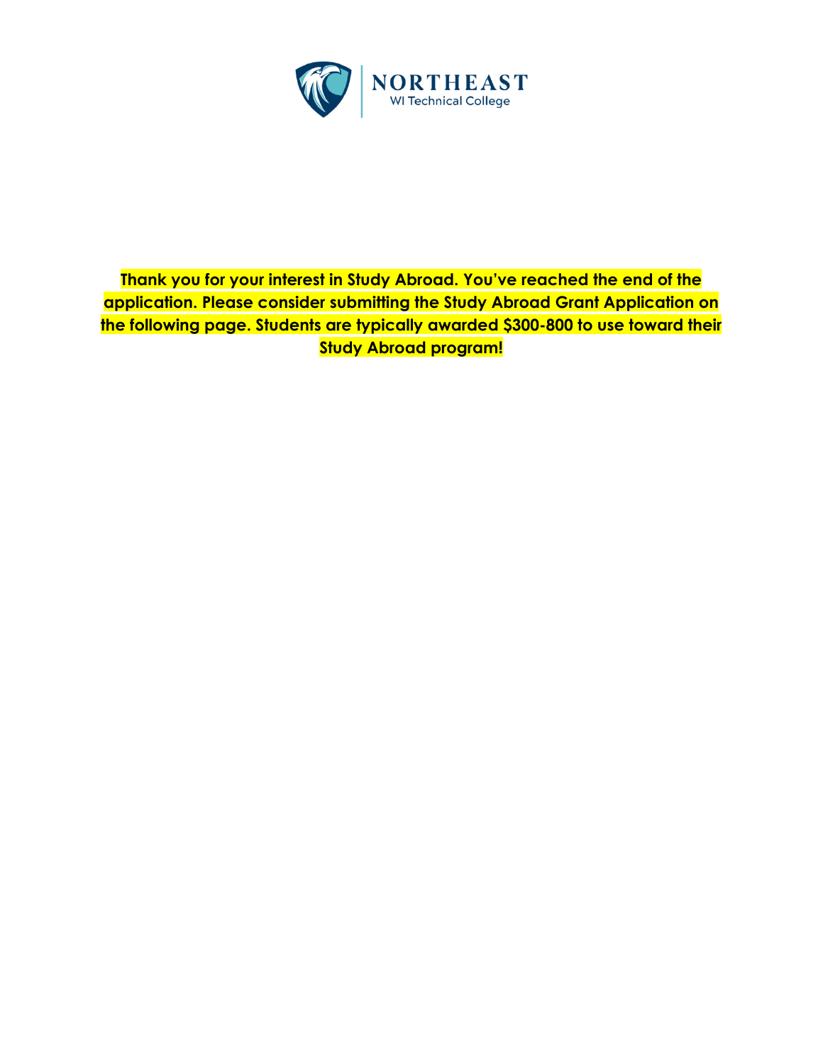**Thank you for your interest in Study Abroad. You've reached the end of the application. Please consider submitting the Study Abroad Grant Application on the following page. Students are typically awarded $300-800 to use toward their Study Abroad program!**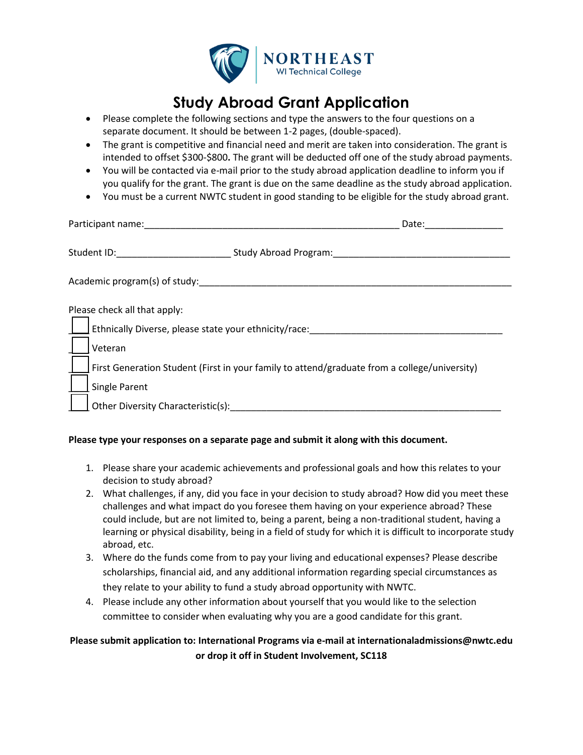NORTHEAST
WI Technical College

# Study Abroad Grant Application

- Please complete the following sections and type the answers to the four questions on a separate document. It should be between 1-2 pages, (double-spaced).
- The grant is competitive and financial need and merit are taken into consideration. The grant is intended to offset $300-$800**.** The grant will be deducted off one of the study abroad payments.
- You will be contacted via e-mail prior to the study abroad application deadline to inform you if you qualify for the grant. The grant is due on the same deadline as the study abroad application.
- You must be a current NWTC student in good standing to be eligible for the study abroad grant.

Participant name:_______________________________________________ Date:______________

Student ID:_____________________ Study Abroad Program:________________________________

Academic program(s) of study:_____________________________________________________________

Please check all that apply:

☐ Ethnically Diverse, please state your ethnicity/race:____________________________________

☐ Veteran

☐ First Generation Student (First in your family to attend/graduate from a college/university)

☐ Single Parent

☐ Other Diversity Characteristic(s):____________________________________________________

**Please type your responses on a separate page and submit it along with this document.**

1. Please share your academic achievements and professional goals and how this relates to your decision to study abroad?
2. What challenges, if any, did you face in your decision to study abroad? How did you meet these challenges and what impact do you foresee them having on your experience abroad? These could include, but are not limited to, being a parent, being a non-traditional student, having a learning or physical disability, being in a field of study for which it is difficult to incorporate study abroad, etc.
3. Where do the funds come from to pay your living and educational expenses? Please describe scholarships, financial aid, and any additional information regarding special circumstances as they relate to your ability to fund a study abroad opportunity with NWTC.
4. Please include any other information about yourself that you would like to the selection committee to consider when evaluating why you are a good candidate for this grant.

**Please submit application to: International Programs via e-mail at internationaladmissions@nwtc.edu or drop it off in Student Involvement, SC118**